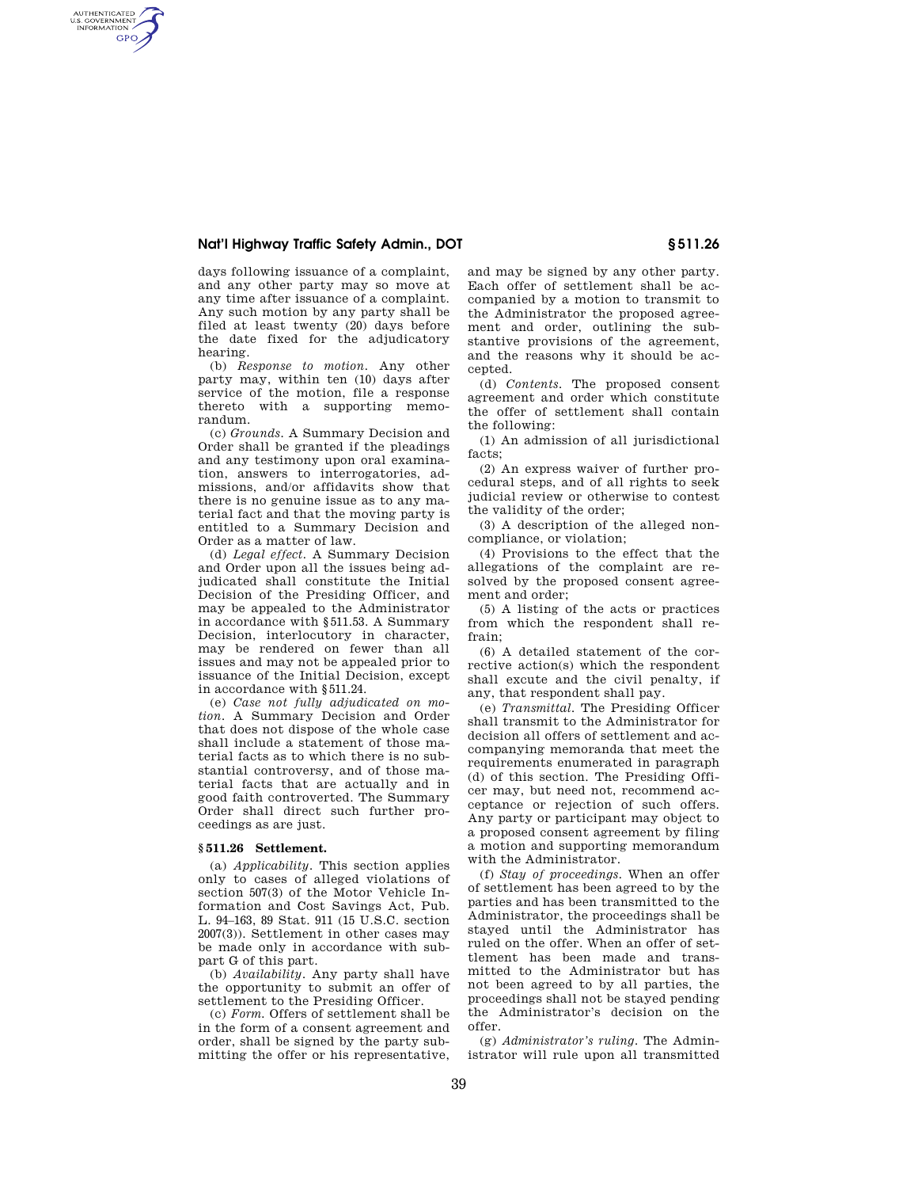days following issuance of a complaint, and any other party may so move at any time after issuance of a complaint. Any such motion by any party shall be filed at least twenty (20) days before the date fixed for the adjudicatory hearing.

(b) *Response to motion.* Any other party may, within ten (10) days after service of the motion, file a response thereto with a supporting memorandum.

(c) *Grounds.* A Summary Decision and Order shall be granted if the pleadings and any testimony upon oral examination, answers to interrogatories, admissions, and/or affidavits show that there is no genuine issue as to any material fact and that the moving party is entitled to a Summary Decision and Order as a matter of law.

(d) *Legal effect.* A Summary Decision and Order upon all the issues being adjudicated shall constitute the Initial Decision of the Presiding Officer, and may be appealed to the Administrator in accordance with §511.53. A Summary Decision, interlocutory in character, may be rendered on fewer than all issues and may not be appealed prior to issuance of the Initial Decision, except in accordance with §511.24.

(e) *Case not fully adjudicated on motion.* A Summary Decision and Order that does not dispose of the whole case shall include a statement of those material facts as to which there is no substantial controversy, and of those material facts that are actually and in good faith controverted. The Summary Order shall direct such further proceedings as are just.

### § 511.26 Settlement.

(a) *Applicability.* This section applies only to cases of alleged violations of section 507(3) of the Motor Vehicle Information and Cost Savings Act, Pub. L. 94–163, 89 Stat. 911 (15 U.S.C. section 2007(3)). Settlement in other cases may be made only in accordance with subpart G of this part.

(b) *Availability.* Any party shall have the opportunity to submit an offer of settlement to the Presiding Officer.

(c) *Form.* Offers of settlement shall be in the form of a consent agreement and order, shall be signed by the party submitting the offer or his representative, and may be signed by any other party. Each offer of settlement shall be accompanied by a motion to transmit to the Administrator the proposed agreement and order, outlining the substantive provisions of the agreement, and the reasons why it should be accepted.

(d) *Contents.* The proposed consent agreement and order which constitute the offer of settlement shall contain the following:

(1) An admission of all jurisdictional facts;

(2) An express waiver of further procedural steps, and of all rights to seek judicial review or otherwise to contest the validity of the order;

(3) A description of the alleged noncompliance, or violation;

(4) Provisions to the effect that the allegations of the complaint are resolved by the proposed consent agreement and order;

(5) A listing of the acts or practices from which the respondent shall refrain;

(6) A detailed statement of the corrective action(s) which the respondent shall excute and the civil penalty, if any, that respondent shall pay.

(e) *Transmittal.* The Presiding Officer shall transmit to the Administrator for decision all offers of settlement and accompanying memoranda that meet the requirements enumerated in paragraph (d) of this section. The Presiding Officer may, but need not, recommend acceptance or rejection of such offers. Any party or participant may object to a proposed consent agreement by filing a motion and supporting memorandum with the Administrator.

(f) *Stay of proceedings.* When an offer of settlement has been agreed to by the parties and has been transmitted to the Administrator, the proceedings shall be stayed until the Administrator has ruled on the offer. When an offer of settlement has been made and transmitted to the Administrator but has not been agreed to by all parties, the proceedings shall not be stayed pending the Administrator's decision on the offer.

(g) *Administrator's ruling.* The Administrator will rule upon all transmitted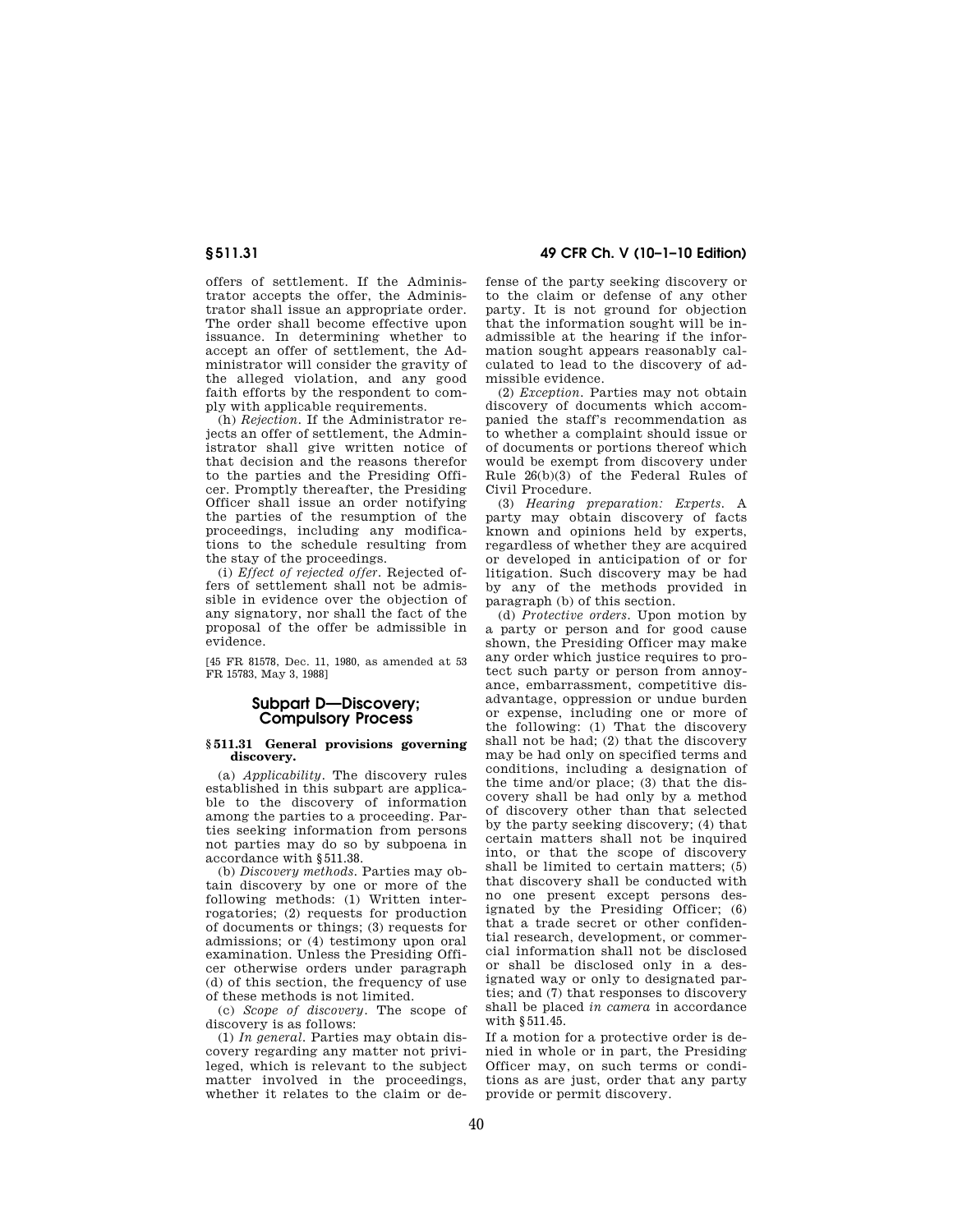offers of settlement. If the Administrator accepts the offer, the Administrator shall issue an appropriate order. The order shall become effective upon issuance. In determining whether to accept an offer of settlement, the Administrator will consider the gravity of the alleged violation, and any good faith efforts by the respondent to comply with applicable requirements.

(h) *Rejection*. If the Administrator rejects an offer of settlement, the Administrator shall give written notice of that decision and the reasons therefor to the parties and the Presiding Officer. Promptly thereafter, the Presiding Officer shall issue an order notifying the parties of the resumption of the proceedings, including any modifications to the schedule resulting from the stay of the proceedings.

(i) *Effect of rejected offer*. Rejected offers of settlement shall not be admissible in evidence over the objection of any signatory, nor shall the fact of the proposal of the offer be admissible in evidence.

[45 FR 81578, Dec. 11, 1980, as amended at 53 FR 15783, May 3, 1988]

## Subpart D—Discovery; Compulsory Process

### § 511.31 General provisions governing discovery.

(a) *Applicability*. The discovery rules established in this subpart are applicable to the discovery of information among the parties to a proceeding. Parties seeking information from persons not parties may do so by subpoena in accordance with § 511.38.

(b) *Discovery methods*. Parties may obtain discovery by one or more of the following methods: (1) Written interrogatories; (2) requests for production of documents or things; (3) requests for admissions; or (4) testimony upon oral examination. Unless the Presiding Officer otherwise orders under paragraph (d) of this section, the frequency of use of these methods is not limited.

(c) *Scope of discovery*. The scope of discovery is as follows:

(1) *In general*. Parties may obtain discovery regarding any matter not privileged, which is relevant to the subject matter involved in the proceedings, whether it relates to the claim or defense of the party seeking discovery or to the claim or defense of any other party. It is not ground for objection that the information sought will be inadmissible at the hearing if the information sought appears reasonably calculated to lead to the discovery of admissible evidence.

(2) *Exception*. Parties may not obtain discovery of documents which accompanied the staff's recommendation as to whether a complaint should issue or of documents or portions thereof which would be exempt from discovery under Rule 26(b)(3) of the Federal Rules of Civil Procedure.

(3) *Hearing preparation: Experts*. A party may obtain discovery of facts known and opinions held by experts, regardless of whether they are acquired or developed in anticipation of or for litigation. Such discovery may be had by any of the methods provided in paragraph (b) of this section.

(d) *Protective orders*. Upon motion by a party or person and for good cause shown, the Presiding Officer may make any order which justice requires to protect such party or person from annoyance, embarrassment, competitive disadvantage, oppression or undue burden or expense, including one or more of the following: (1) That the discovery shall not be had; (2) that the discovery may be had only on specified terms and conditions, including a designation of the time and/or place; (3) that the discovery shall be had only by a method of discovery other than that selected by the party seeking discovery; (4) that certain matters shall not be inquired into, or that the scope of discovery shall be limited to certain matters; (5) that discovery shall be conducted with no one present except persons designated by the Presiding Officer; (6) that a trade secret or other confidential research, development, or commercial information shall not be disclosed or shall be disclosed only in a designated way or only to designated parties; and (7) that responses to discovery shall be placed *in camera* in accordance with § 511.45.

If a motion for a protective order is denied in whole or in part, the Presiding Officer may, on such terms or conditions as are just, order that any party provide or permit discovery.